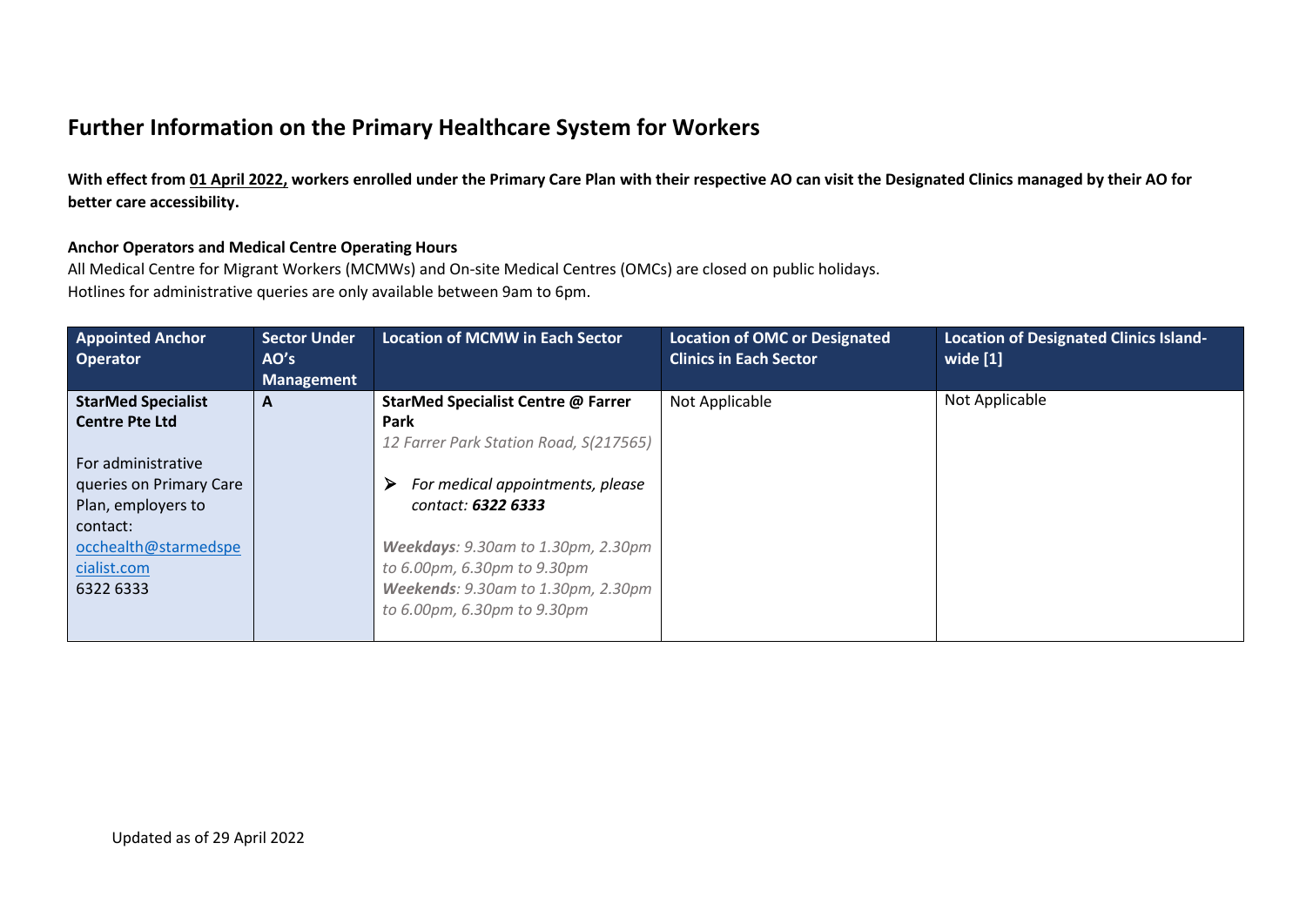# Further Information on the Primary Healthcare System for Workers

**With effect from <u>01 April 2022,</u> workers enrolled under the Primary Care Plan with their respective AO can visit the Designated Clinics managed by their AO for better care accessibility.**

**Anchor Operators and Medical Centre Operating Hours**

All Medical Centre for Migrant Workers (MCMWs) and On-site Medical Centres (OMCs) are closed on public holidays.
Hotlines for administrative queries are only available between 9am to 6pm.

| Appointed Anchor Operator | Sector Under AO's Management | Location of MCMW in Each Sector | Location of OMC or Designated Clinics in Each Sector | Location of Designated Clinics Island-wide [1] |
|---|---|---|---|---|
| **StarMed Specialist Centre Pte Ltd**<br><br>For administrative queries on Primary Care Plan, employers to contact:<br>occhealth@starmedspecialist.com<br>6322 6333 | **A** | **StarMed Specialist Centre @ Farrer Park**<br>*12 Farrer Park Station Road, S(217565)*<br><br>➢ *For medical appointments, please contact:* ***6322 6333***<br><br>***Weekdays****: 9.30am to 1.30pm, 2.30pm to 6.00pm, 6.30pm to 9.30pm*<br>***Weekends****: 9.30am to 1.30pm, 2.30pm to 6.00pm, 6.30pm to 9.30pm* | Not Applicable | Not Applicable |

Updated as of 29 April 2022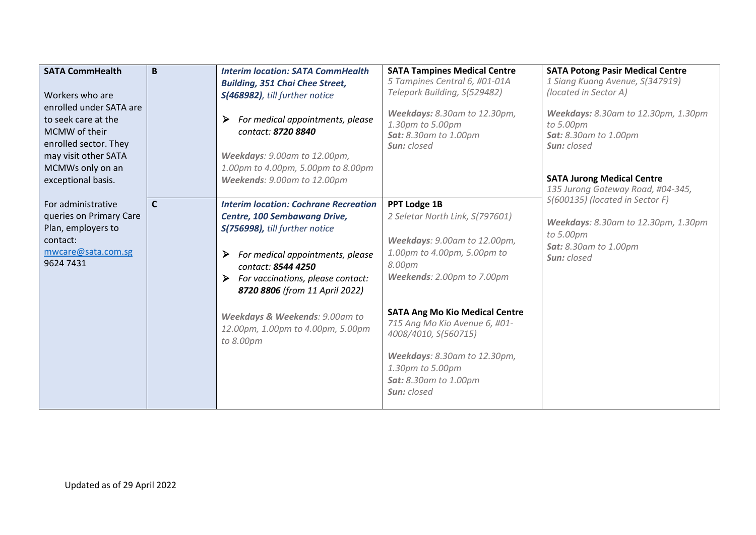| | | | | |
|---|---|---|---|---|
| **SATA CommHealth**<br><br>Workers who are enrolled under SATA are to seek care at the MCMW of their enrolled sector. They may visit other SATA MCMWs only on an exceptional basis.<br><br>For administrative queries on Primary Care Plan, employers to contact:<br>[mwcare@sata.com.sg](mailto:mwcare@sata.com.sg)<br>9624 7431 | **B** | ***Interim location: SATA CommHealth Building, 351 Chai Chee Street, S(468982)****, till further notice*<br><br>➢ *For medical appointments, please contact:* ***8720 8840***<br><br>***Weekdays****: 9.00am to 12.00pm, 1.00pm to 4.00pm, 5.00pm to 8.00pm*<br>***Weekends****: 9.00am to 12.00pm* | **SATA Tampines Medical Centre**<br>*5 Tampines Central 6, #01-01A Telepark Building, S(529482)*<br><br>***Weekdays:*** *8.30am to 12.30pm, 1.30pm to 5.00pm*<br>***Sat:*** *8.30am to 1.00pm*<br>***Sun:*** *closed* | **SATA Potong Pasir Medical Centre**<br>*1 Siang Kuang Avenue, S(347919) (located in Sector A)*<br><br>***Weekdays:*** *8.30am to 12.30pm, 1.30pm to 5.00pm*<br>***Sat:*** *8.30am to 1.00pm*<br>***Sun:*** *closed*<br><br>**SATA Jurong Medical Centre**<br>*135 Jurong Gateway Road, #04-345, S(600135) (located in Sector F)*<br><br>***Weekdays****: 8.30am to 12.30pm, 1.30pm to 5.00pm*<br>***Sat:*** *8.30am to 1.00pm*<br>***Sun:*** *closed* |
| | **C** | ***Interim location: Cochrane Recreation Centre, 100 Sembawang Drive, S(756998),*** *till further notice*<br><br>➢ *For medical appointments, please contact:* ***8544 4250***<br>➢ *For vaccinations, please contact:* ***8720 8806*** *(from 11 April 2022)*<br><br>***Weekdays & Weekends****: 9.00am to 12.00pm, 1.00pm to 4.00pm, 5.00pm to 8.00pm* | **PPT Lodge 1B**<br>*2 Seletar North Link, S(797601)*<br><br>***Weekdays****: 9.00am to 12.00pm, 1.00pm to 4.00pm, 5.00pm to 8.00pm*<br>***Weekends****: 2.00pm to 7.00pm*<br><br>**SATA Ang Mo Kio Medical Centre**<br>*715 Ang Mo Kio Avenue 6, #01-4008/4010, S(560715)*<br><br>***Weekdays****: 8.30am to 12.30pm, 1.30pm to 5.00pm*<br>***Sat:*** *8.30am to 1.00pm*<br>***Sun:*** *closed* | |

Updated as of 29 April 2022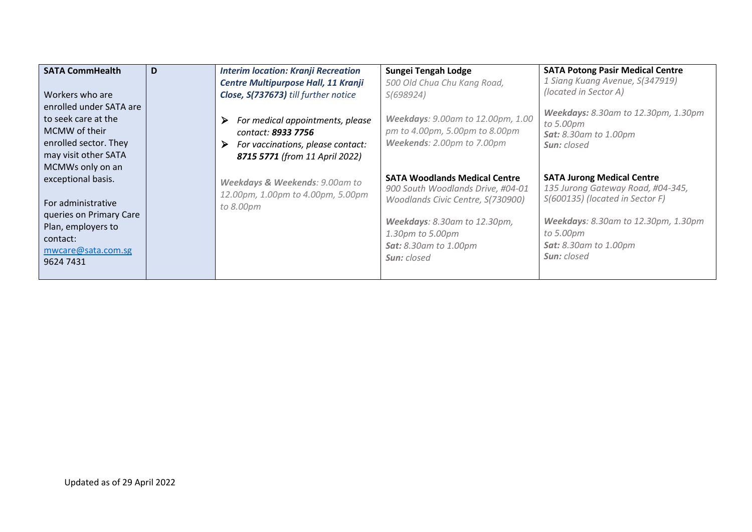| **SATA CommHealth**<br><br>Workers who are enrolled under SATA are to seek care at the MCMW of their enrolled sector. They may visit other SATA MCMWs only on an exceptional basis.<br><br>For administrative queries on Primary Care Plan, employers to contact:<br>mwcare@sata.com.sg<br>9624 7431 | **D** | ***Interim location: Kranji Recreation Centre Multipurpose Hall, 11 Kranji Close, S(737673)*** *till further notice*<br><br>- *For medical appointments, please contact:* ***8933 7756***<br>- *For vaccinations, please contact:* ***8715 5771*** *(from 11 April 2022)*<br><br>***Weekdays & Weekends****: 9.00am to 12.00pm, 1.00pm to 4.00pm, 5.00pm to 8.00pm* | **Sungei Tengah Lodge**<br>*500 Old Chua Chu Kang Road, S(698924)*<br><br>***Weekdays****: 9.00am to 12.00pm, 1.00 pm to 4.00pm, 5.00pm to 8.00pm*<br>***Weekends****: 2.00pm to 7.00pm*<br><br>**SATA Woodlands Medical Centre**<br>*900 South Woodlands Drive, #04-01 Woodlands Civic Centre, S(730900)*<br><br>***Weekdays****: 8.30am to 12.30pm, 1.30pm to 5.00pm*<br>***Sat:*** *8.30am to 1.00pm*<br>***Sun:*** *closed* | **SATA Potong Pasir Medical Centre**<br>*1 Siang Kuang Avenue, S(347919) (located in Sector A)*<br><br>***Weekdays:*** *8.30am to 12.30pm, 1.30pm to 5.00pm*<br>***Sat:*** *8.30am to 1.00pm*<br>***Sun:*** *closed*<br><br>**SATA Jurong Medical Centre**<br>*135 Jurong Gateway Road, #04-345, S(600135) (located in Sector F)*<br><br>***Weekdays****: 8.30am to 12.30pm, 1.30pm to 5.00pm*<br>***Sat:*** *8.30am to 1.00pm*<br>***Sun:*** *closed* |
|---|---|---|---|---|

Updated as of 29 April 2022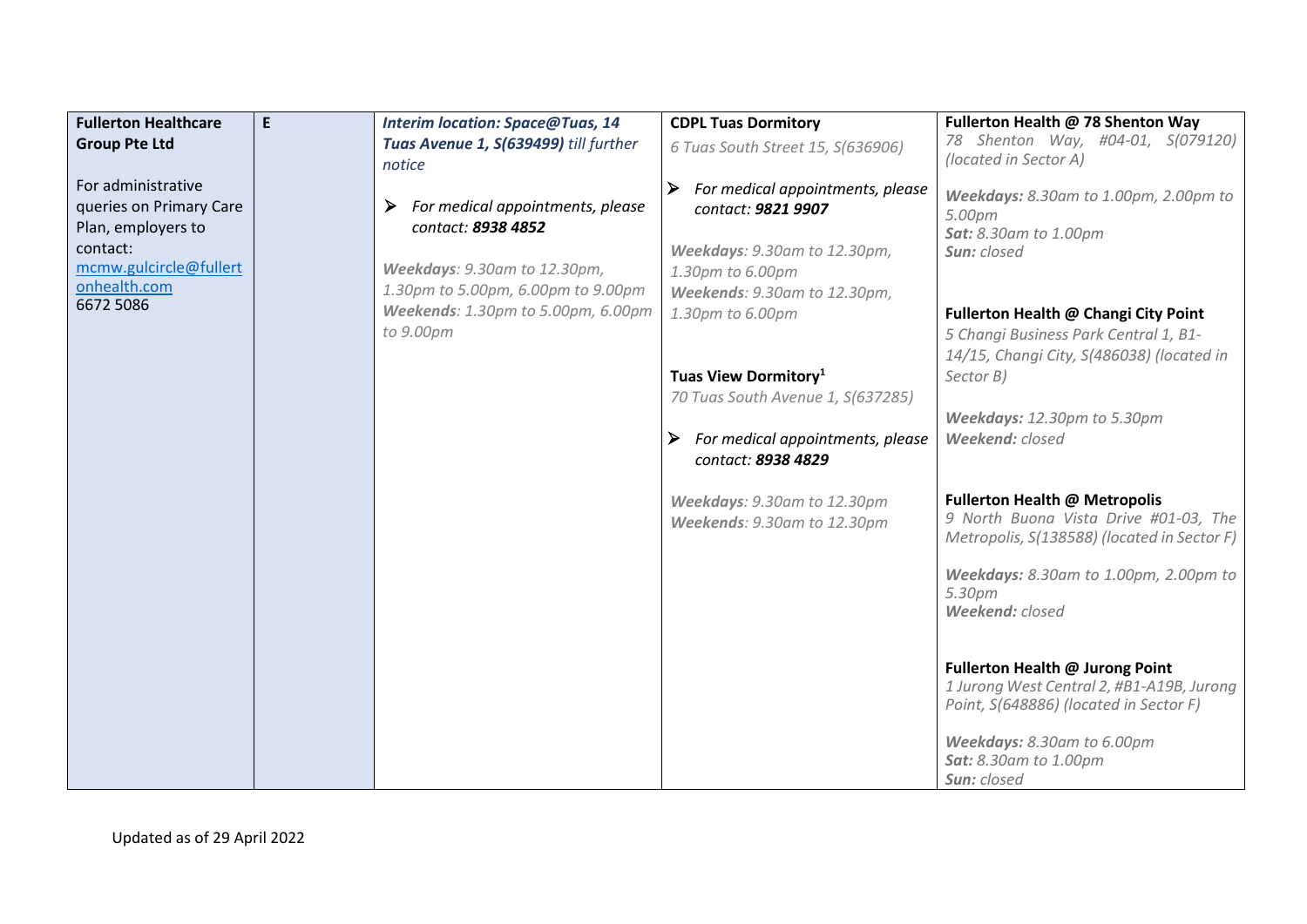| **Fullerton Healthcare Group Pte Ltd**<br><br>For administrative queries on Primary Care Plan, employers to contact: mcmw.gulcircle@fullertonhealth.com<br>6672 5086 | **E** | ***Interim location: Space@Tuas, 14 Tuas Avenue 1, S(639499)*** *till further notice*<br><br>➢ *For medical appointments, please contact:* ***8938 4852***<br><br>***Weekdays****: 9.30am to 12.30pm, 1.30pm to 5.00pm, 6.00pm to 9.00pm*<br>***Weekends****: 1.30pm to 5.00pm, 6.00pm to 9.00pm* | **CDPL Tuas Dormitory**<br>*6 Tuas South Street 15, S(636906)*<br><br>➢ *For medical appointments, please contact:* ***9821 9907***<br><br>***Weekdays****: 9.30am to 12.30pm, 1.30pm to 6.00pm*<br>***Weekends****: 9.30am to 12.30pm, 1.30pm to 6.00pm*<br><br>**Tuas View Dormitory**[1]<br>*70 Tuas South Avenue 1, S(637285)*<br><br>➢ *For medical appointments, please contact:* ***8938 4829***<br><br>***Weekdays****: 9.30am to 12.30pm*<br>***Weekends****: 9.30am to 12.30pm* | **Fullerton Health @ 78 Shenton Way**<br>*78 Shenton Way, #04-01, S(079120) (located in Sector A)*<br><br>***Weekdays:*** *8.30am to 1.00pm, 2.00pm to 5.00pm*<br>***Sat:*** *8.30am to 1.00pm*<br>***Sun:*** *closed*<br><br>**Fullerton Health @ Changi City Point**<br>*5 Changi Business Park Central 1, B1-14/15, Changi City, S(486038) (located in Sector B)*<br><br>***Weekdays:*** *12.30pm to 5.30pm*<br>***Weekend:*** *closed*<br><br>**Fullerton Health @ Metropolis**<br>*9 North Buona Vista Drive #01-03, The Metropolis, S(138588) (located in Sector F)*<br><br>***Weekdays:*** *8.30am to 1.00pm, 2.00pm to 5.30pm*<br>***Weekend:*** *closed*<br><br>**Fullerton Health @ Jurong Point**<br>*1 Jurong West Central 2, #B1-A19B, Jurong Point, S(648886) (located in Sector F)*<br><br>***Weekdays:*** *8.30am to 6.00pm*<br>***Sat:*** *8.30am to 1.00pm*<br>***Sun:*** *closed* |
|---|---|---|---|---|

Updated as of 29 April 2022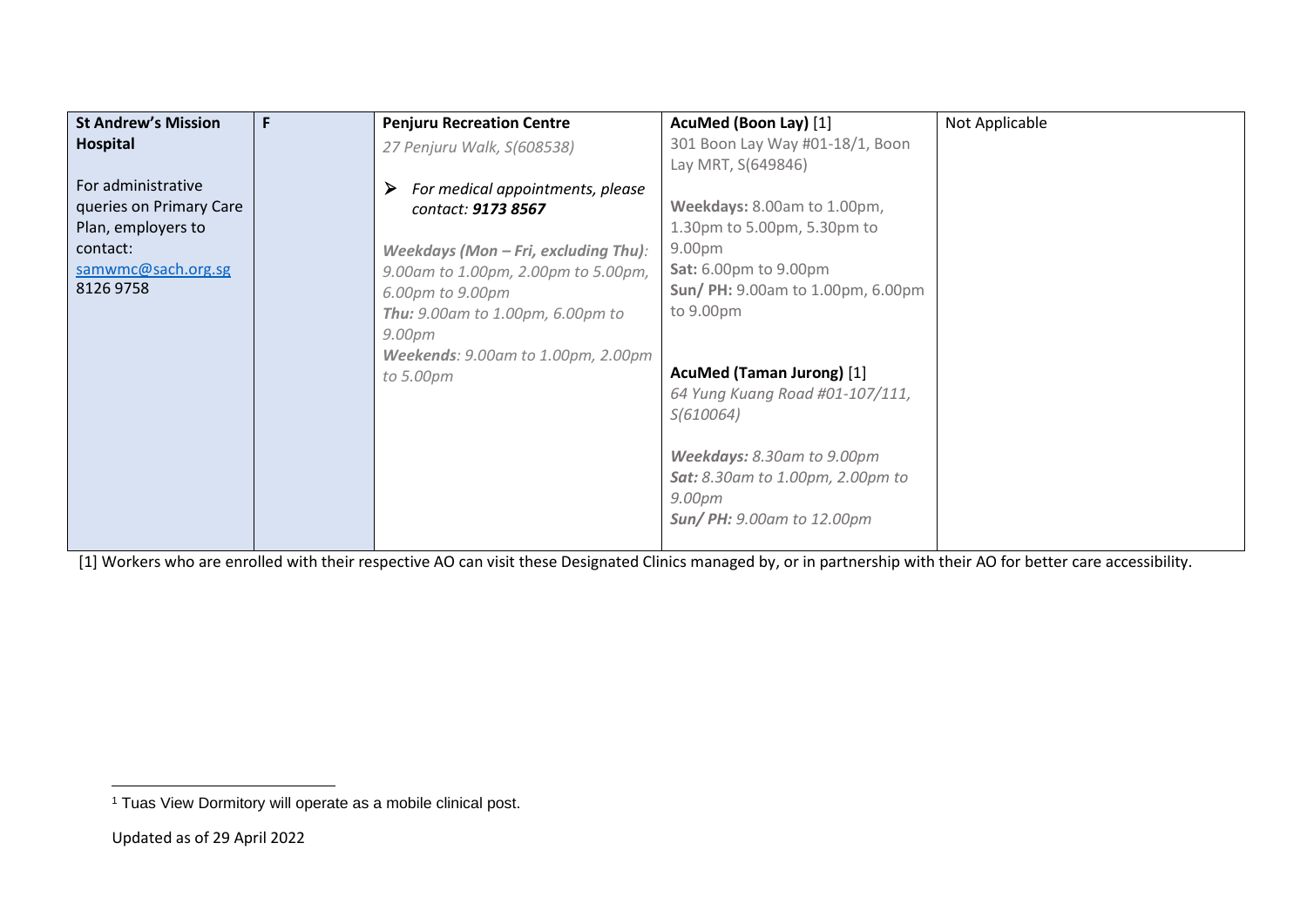| | | | | |
|---|---|---|---|---|
| **St Andrew's Mission Hospital**<br><br>For administrative queries on Primary Care Plan, employers to contact:<br>samwmc@sach.org.sg<br>8126 9758 | F | **Penjuru Recreation Centre**<br>*27 Penjuru Walk, S(608538)*<br><br>➢ *For medical appointments, please contact: **9173 8567***<br><br>***Weekdays (Mon – Fri, excluding Thu)**: 9.00am to 1.00pm, 2.00pm to 5.00pm, 6.00pm to 9.00pm*<br>***Thu:** 9.00am to 1.00pm, 6.00pm to 9.00pm*<br>***Weekends**: 9.00am to 1.00pm, 2.00pm to 5.00pm* | **AcuMed (Boon Lay)** [1]<br>301 Boon Lay Way #01-18/1, Boon Lay MRT, S(649846)<br><br>**Weekdays:** 8.00am to 1.00pm, 1.30pm to 5.00pm, 5.30pm to 9.00pm<br>**Sat:** 6.00pm to 9.00pm<br>**Sun/ PH:** 9.00am to 1.00pm, 6.00pm to 9.00pm<br><br>**AcuMed (Taman Jurong)** [1]<br>*64 Yung Kuang Road #01-107/111, S(610064)*<br><br>***Weekdays:** 8.30am to 9.00pm*<br>***Sat:** 8.30am to 1.00pm, 2.00pm to 9.00pm*<br>***Sun/ PH:** 9.00am to 12.00pm* | Not Applicable |

[1] Workers who are enrolled with their respective AO can visit these Designated Clinics managed by, or in partnership with their AO for better care accessibility.

[1] Tuas View Dormitory will operate as a mobile clinical post.

Updated as of 29 April 2022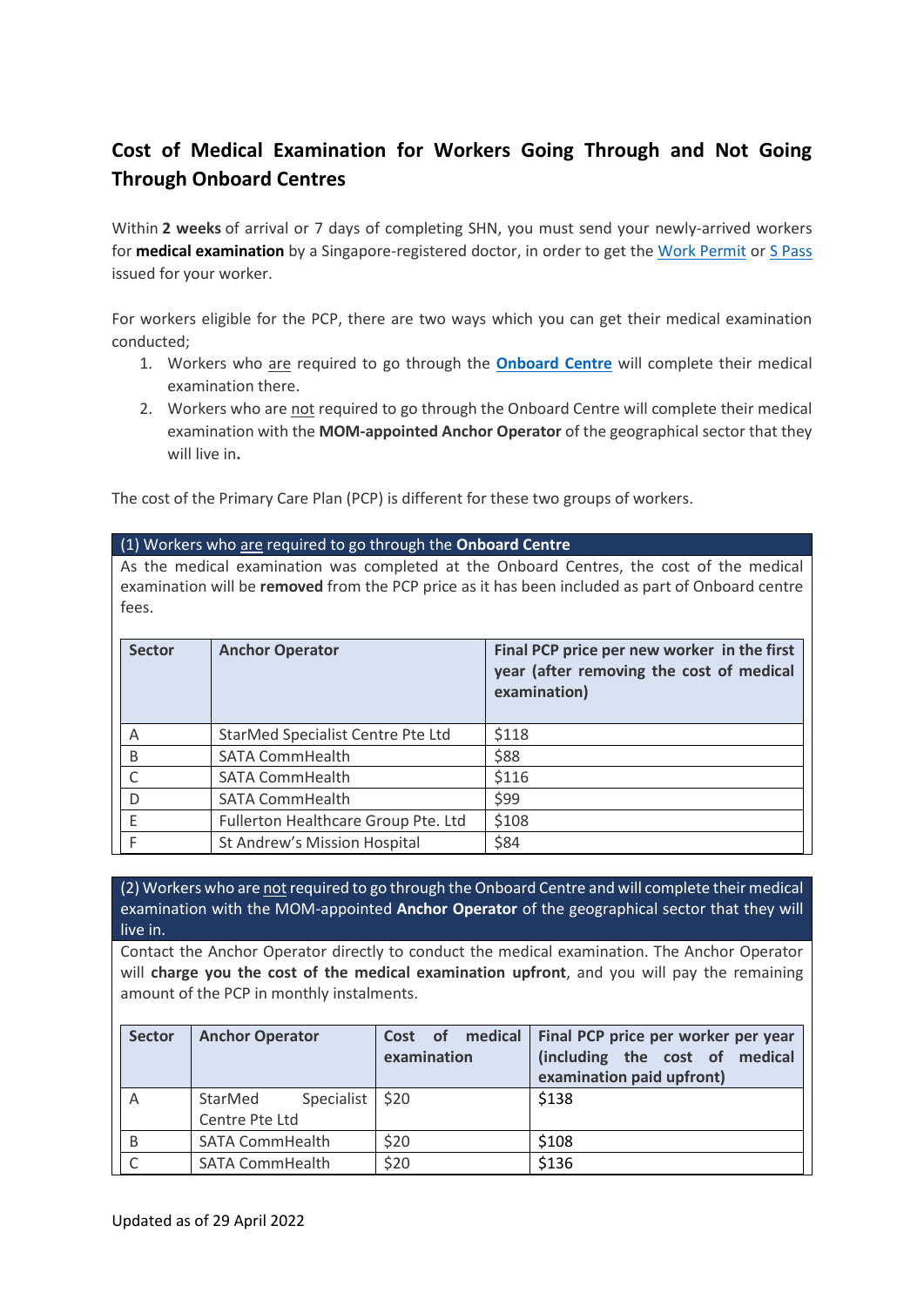## Cost of Medical Examination for Workers Going Through and Not Going Through Onboard Centres

Within **2 weeks** of arrival or 7 days of completing SHN, you must send your newly-arrived workers for **medical examination** by a Singapore-registered doctor, in order to get the Work Permit or S Pass issued for your worker.

For workers eligible for the PCP, there are two ways which you can get their medical examination conducted;

1. Workers who are required to go through the **Onboard Centre** will complete their medical examination there.
2. Workers who are not required to go through the Onboard Centre will complete their medical examination with the **MOM-appointed Anchor Operator** of the geographical sector that they will live in**.**

The cost of the Primary Care Plan (PCP) is different for these two groups of workers.

**(1) Workers who are required to go through the Onboard Centre**

As the medical examination was completed at the Onboard Centres, the cost of the medical examination will be **removed** from the PCP price as it has been included as part of Onboard centre fees.

| Sector | Anchor Operator | Final PCP price per new worker in the first year (after removing the cost of medical examination) |
|---|---|---|
| A | StarMed Specialist Centre Pte Ltd | $118 |
| B | SATA CommHealth | $88 |
| C | SATA CommHealth | $116 |
| D | SATA CommHealth | $99 |
| E | Fullerton Healthcare Group Pte. Ltd | $108 |
| F | St Andrew's Mission Hospital | $84 |

**(2) Workers who are not required to go through the Onboard Centre and will complete their medical examination with the MOM-appointed Anchor Operator of the geographical sector that they will live in.**

Contact the Anchor Operator directly to conduct the medical examination. The Anchor Operator will **charge you the cost of the medical examination upfront**, and you will pay the remaining amount of the PCP in monthly instalments.

| Sector | Anchor Operator | Cost of medical examination | Final PCP price per worker per year (including the cost of medical examination paid upfront) |
|---|---|---|---|
| A | StarMed Specialist Centre Pte Ltd | $20 | $138 |
| B | SATA CommHealth | $20 | $108 |
| C | SATA CommHealth | $20 | $136 |

Updated as of 29 April 2022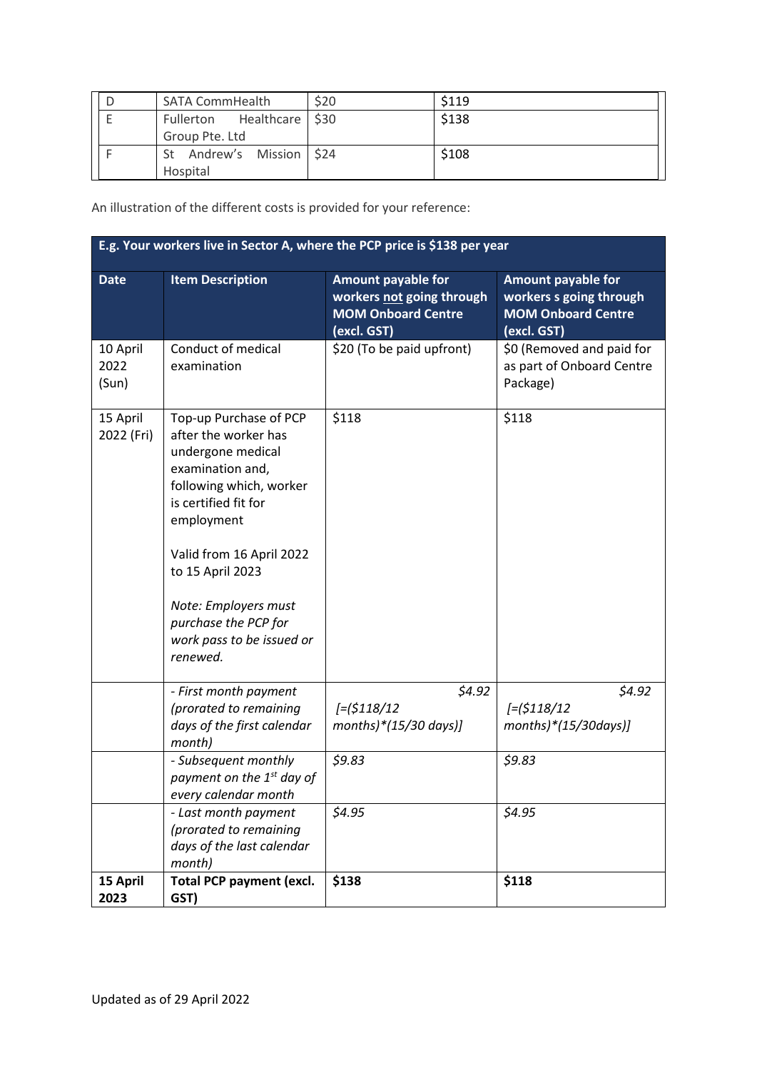| D | SATA CommHealth | $20 | $119 |
|---|---|---|---|
| E | Fullerton Healthcare Group Pte. Ltd | $30 | $138 |
| F | St Andrew's Mission Hospital | $24 | $108 |

An illustration of the different costs is provided for your reference:

| **E.g. Your workers live in Sector A, where the PCP price is $138 per year** | | | |
|---|---|---|---|
| **Date** | **Item Description** | **Amount payable for workers not going through MOM Onboard Centre (excl. GST)** | **Amount payable for workers s going through MOM Onboard Centre (excl. GST)** |
| 10 April 2022 (Sun) | Conduct of medical examination | $20 (To be paid upfront) | $0 (Removed and paid for as part of Onboard Centre Package) |
| 15 April 2022 (Fri) | Top-up Purchase of PCP after the worker has undergone medical examination and, following which, worker is certified fit for employment<br><br>Valid from 16 April 2022 to 15 April 2023<br><br>*Note: Employers must purchase the PCP for work pass to be issued or renewed.* | $118 | $118 |
| | *- First month payment (prorated to remaining days of the first calendar month)* | *$4.92 [=($118/12 months)*(15/30 days)]* | *$4.92 [=($118/12 months)*(15/30days)]* |
| | *- Subsequent monthly payment on the 1st day of every calendar month* | *$9.83* | *$9.83* |
| | *- Last month payment (prorated to remaining days of the last calendar month)* | *$4.95* | *$4.95* |
| **15 April 2023** | **Total PCP payment (excl. GST)** | **$138** | **$118** |

Updated as of 29 April 2022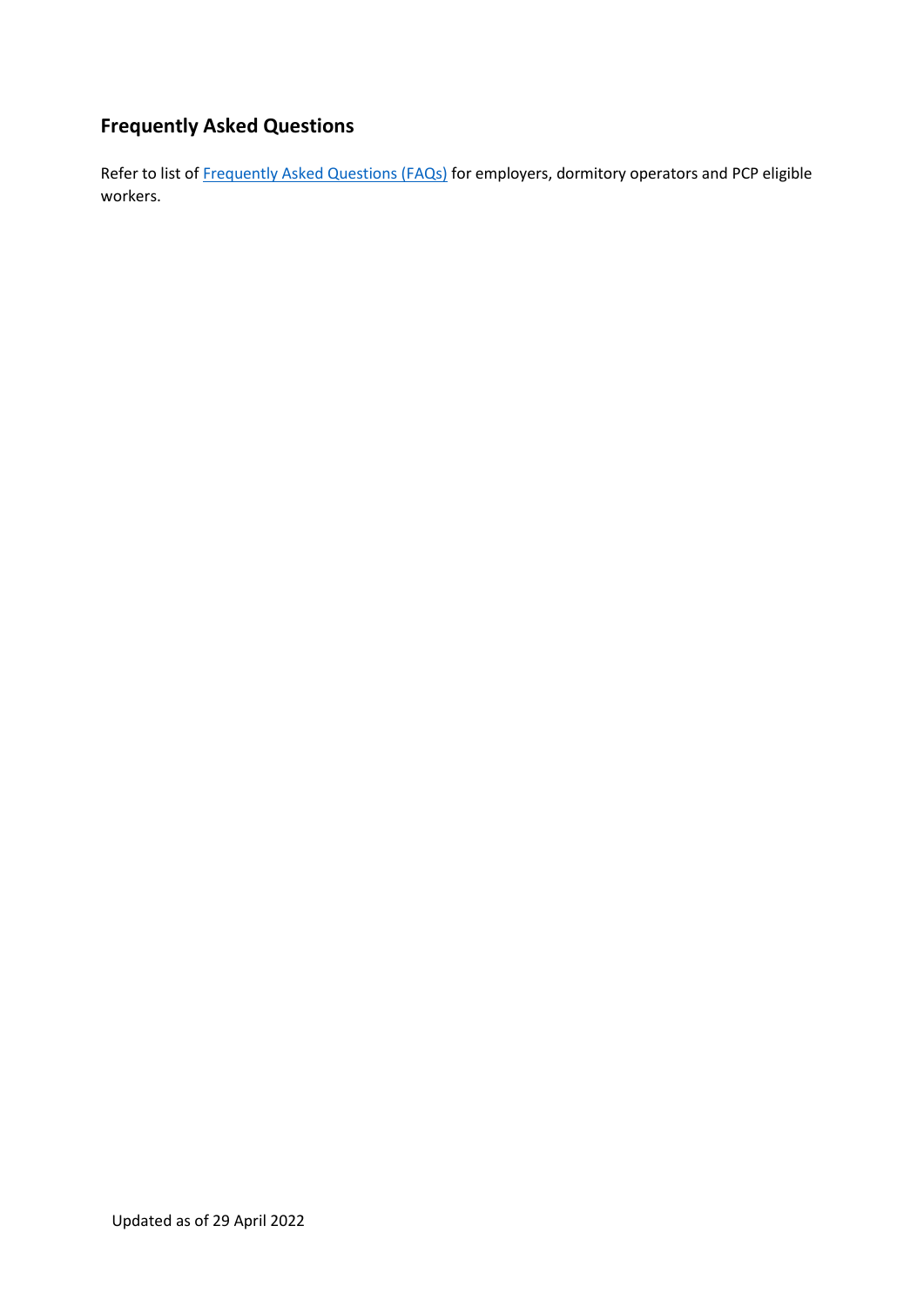## Frequently Asked Questions

Refer to list of [Frequently Asked Questions (FAQs)]() for employers, dormitory operators and PCP eligible workers.

Updated as of 29 April 2022